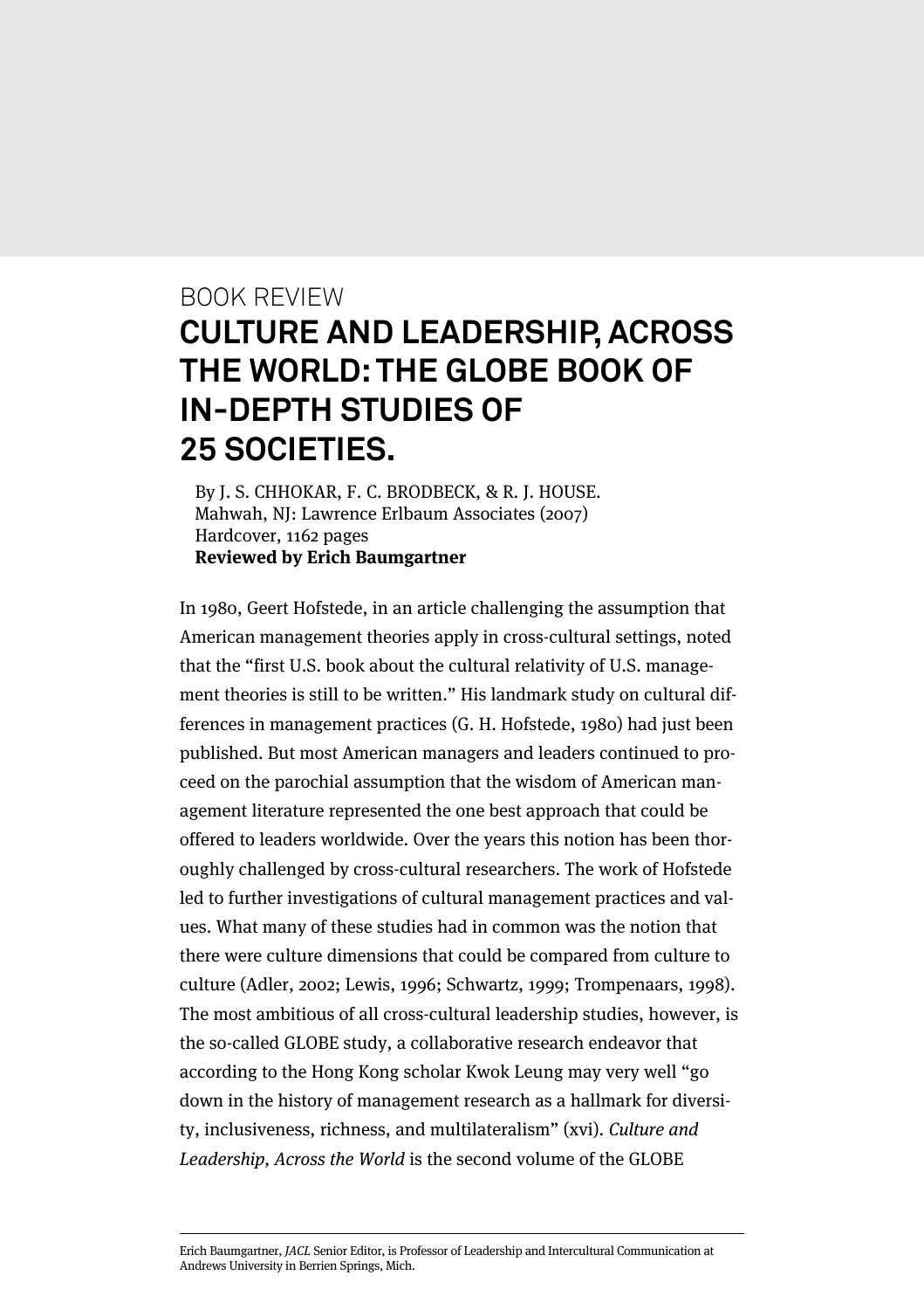BOOK REVIEW

# CULTURE AND LEADERSHIP, ACROSS THE WORLD: THE GLOBE BOOK OF IN-DEPTH STUDIES OF 25 SOCIETIES.

By J. S. CHHOKAR, F. C. BRODBECK, & R. J. HOUSE.
Mahwah, NJ: Lawrence Erlbaum Associates (2007)
Hardcover, 1162 pages
**Reviewed by Erich Baumgartner**

In 1980, Geert Hofstede, in an article challenging the assumption that American management theories apply in cross-cultural settings, noted that the "first U.S. book about the cultural relativity of U.S. management theories is still to be written." His landmark study on cultural differences in management practices (G. H. Hofstede, 1980) had just been published. But most American managers and leaders continued to proceed on the parochial assumption that the wisdom of American management literature represented the one best approach that could be offered to leaders worldwide. Over the years this notion has been thoroughly challenged by cross-cultural researchers. The work of Hofstede led to further investigations of cultural management practices and values. What many of these studies had in common was the notion that there were culture dimensions that could be compared from culture to culture (Adler, 2002; Lewis, 1996; Schwartz, 1999; Trompenaars, 1998). The most ambitious of all cross-cultural leadership studies, however, is the so-called GLOBE study, a collaborative research endeavor that according to the Hong Kong scholar Kwok Leung may very well "go down in the history of management research as a hallmark for diversity, inclusiveness, richness, and multilateralism" (xvi). *Culture and Leadership, Across the World* is the second volume of the GLOBE

Erich Baumgartner, *JACL* Senior Editor, is Professor of Leadership and Intercultural Communication at Andrews University in Berrien Springs, Mich.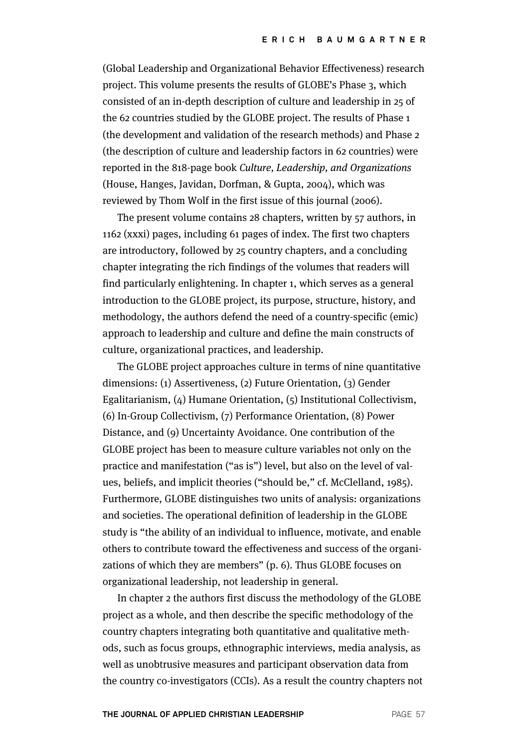(Global Leadership and Organizational Behavior Effectiveness) research project. This volume presents the results of GLOBE's Phase 3, which consisted of an in-depth description of culture and leadership in 25 of the 62 countries studied by the GLOBE project. The results of Phase 1 (the development and validation of the research methods) and Phase 2 (the description of culture and leadership factors in 62 countries) were reported in the 818-page book *Culture, Leadership, and Organizations* (House, Hanges, Javidan, Dorfman, & Gupta, 2004), which was reviewed by Thom Wolf in the first issue of this journal (2006).

The present volume contains 28 chapters, written by 57 authors, in 1162 (xxxi) pages, including 61 pages of index. The first two chapters are introductory, followed by 25 country chapters, and a concluding chapter integrating the rich findings of the volumes that readers will find particularly enlightening. In chapter 1, which serves as a general introduction to the GLOBE project, its purpose, structure, history, and methodology, the authors defend the need of a country-specific (emic) approach to leadership and culture and define the main constructs of culture, organizational practices, and leadership.

The GLOBE project approaches culture in terms of nine quantitative dimensions: (1) Assertiveness, (2) Future Orientation, (3) Gender Egalitarianism, (4) Humane Orientation, (5) Institutional Collectivism, (6) In-Group Collectivism, (7) Performance Orientation, (8) Power Distance, and (9) Uncertainty Avoidance. One contribution of the GLOBE project has been to measure culture variables not only on the practice and manifestation ("as is") level, but also on the level of values, beliefs, and implicit theories ("should be," cf. McClelland, 1985). Furthermore, GLOBE distinguishes two units of analysis: organizations and societies. The operational definition of leadership in the GLOBE study is "the ability of an individual to influence, motivate, and enable others to contribute toward the effectiveness and success of the organizations of which they are members" (p. 6). Thus GLOBE focuses on organizational leadership, not leadership in general.

In chapter 2 the authors first discuss the methodology of the GLOBE project as a whole, and then describe the specific methodology of the country chapters integrating both quantitative and qualitative methods, such as focus groups, ethnographic interviews, media analysis, as well as unobtrusive measures and participant observation data from the country co-investigators (CCIs). As a result the country chapters not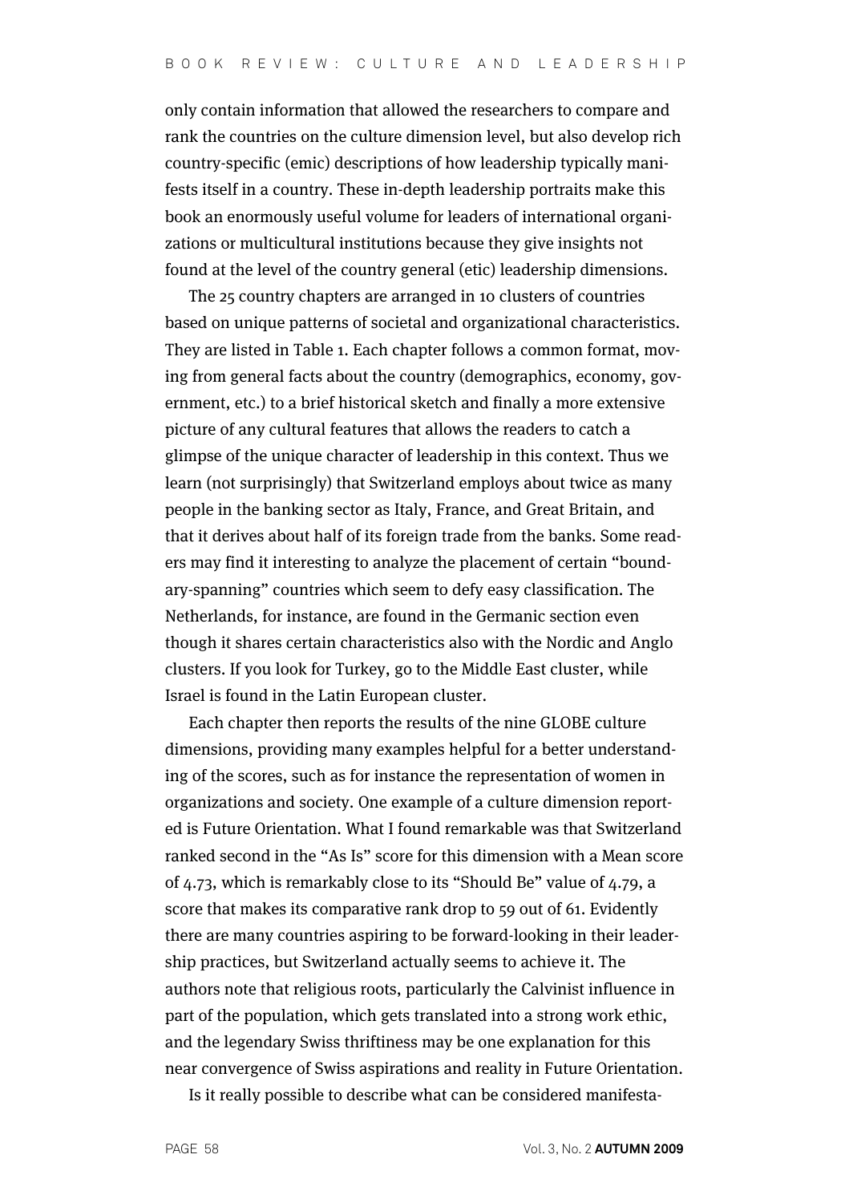only contain information that allowed the researchers to compare and rank the countries on the culture dimension level, but also develop rich country-specific (emic) descriptions of how leadership typically manifests itself in a country. These in-depth leadership portraits make this book an enormously useful volume for leaders of international organizations or multicultural institutions because they give insights not found at the level of the country general (etic) leadership dimensions.

The 25 country chapters are arranged in 10 clusters of countries based on unique patterns of societal and organizational characteristics. They are listed in Table 1. Each chapter follows a common format, moving from general facts about the country (demographics, economy, government, etc.) to a brief historical sketch and finally a more extensive picture of any cultural features that allows the readers to catch a glimpse of the unique character of leadership in this context. Thus we learn (not surprisingly) that Switzerland employs about twice as many people in the banking sector as Italy, France, and Great Britain, and that it derives about half of its foreign trade from the banks. Some readers may find it interesting to analyze the placement of certain "boundary-spanning" countries which seem to defy easy classification. The Netherlands, for instance, are found in the Germanic section even though it shares certain characteristics also with the Nordic and Anglo clusters. If you look for Turkey, go to the Middle East cluster, while Israel is found in the Latin European cluster.

Each chapter then reports the results of the nine GLOBE culture dimensions, providing many examples helpful for a better understanding of the scores, such as for instance the representation of women in organizations and society. One example of a culture dimension reported is Future Orientation. What I found remarkable was that Switzerland ranked second in the "As Is" score for this dimension with a Mean score of 4.73, which is remarkably close to its "Should Be" value of 4.79, a score that makes its comparative rank drop to 59 out of 61. Evidently there are many countries aspiring to be forward-looking in their leadership practices, but Switzerland actually seems to achieve it. The authors note that religious roots, particularly the Calvinist influence in part of the population, which gets translated into a strong work ethic, and the legendary Swiss thriftiness may be one explanation for this near convergence of Swiss aspirations and reality in Future Orientation.

Is it really possible to describe what can be considered manifesta-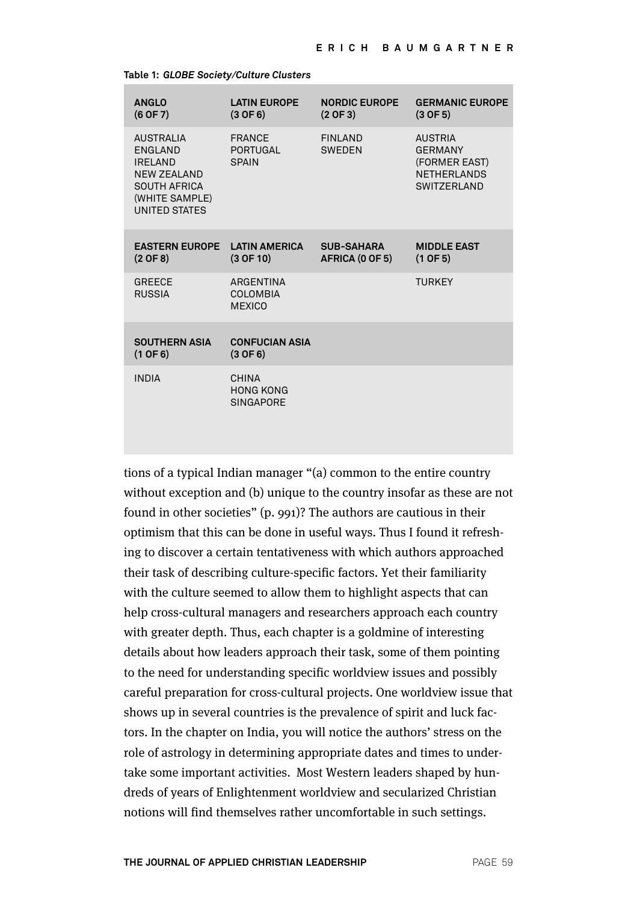**Table 1: *GLOBE Society/Culture Clusters***

| ANGLO (6 OF 7) | LATIN EUROPE (3 OF 6) | NORDIC EUROPE (2 OF 3) | GERMANIC EUROPE (3 OF 5) |
|---|---|---|---|
| AUSTRALIA<br>ENGLAND<br>IRELAND<br>NEW ZEALAND<br>SOUTH AFRICA (WHITE SAMPLE)<br>UNITED STATES | FRANCE<br>PORTUGAL<br>SPAIN | FINLAND<br>SWEDEN | AUSTRIA<br>GERMANY (FORMER EAST)<br>NETHERLANDS<br>SWITZERLAND |
| **EASTERN EUROPE (2 OF 8)** | **LATIN AMERICA (3 OF 10)** | **SUB-SAHARA AFRICA (0 OF 5)** | **MIDDLE EAST (1 OF 5)** |
| GREECE<br>RUSSIA | ARGENTINA<br>COLOMBIA<br>MEXICO | | TURKEY |
| **SOUTHERN ASIA (1 OF 6)** | **CONFUCIAN ASIA (3 OF 6)** | | |
| INDIA | CHINA<br>HONG KONG<br>SINGAPORE | | |

tions of a typical Indian manager "(a) common to the entire country without exception and (b) unique to the country insofar as these are not found in other societies" (p. 991)? The authors are cautious in their optimism that this can be done in useful ways. Thus I found it refreshing to discover a certain tentativeness with which authors approached their task of describing culture-specific factors. Yet their familiarity with the culture seemed to allow them to highlight aspects that can help cross-cultural managers and researchers approach each country with greater depth. Thus, each chapter is a goldmine of interesting details about how leaders approach their task, some of them pointing to the need for understanding specific worldview issues and possibly careful preparation for cross-cultural projects. One worldview issue that shows up in several countries is the prevalence of spirit and luck factors. In the chapter on India, you will notice the authors' stress on the role of astrology in determining appropriate dates and times to undertake some important activities. Most Western leaders shaped by hundreds of years of Enlightenment worldview and secularized Christian notions will find themselves rather uncomfortable in such settings.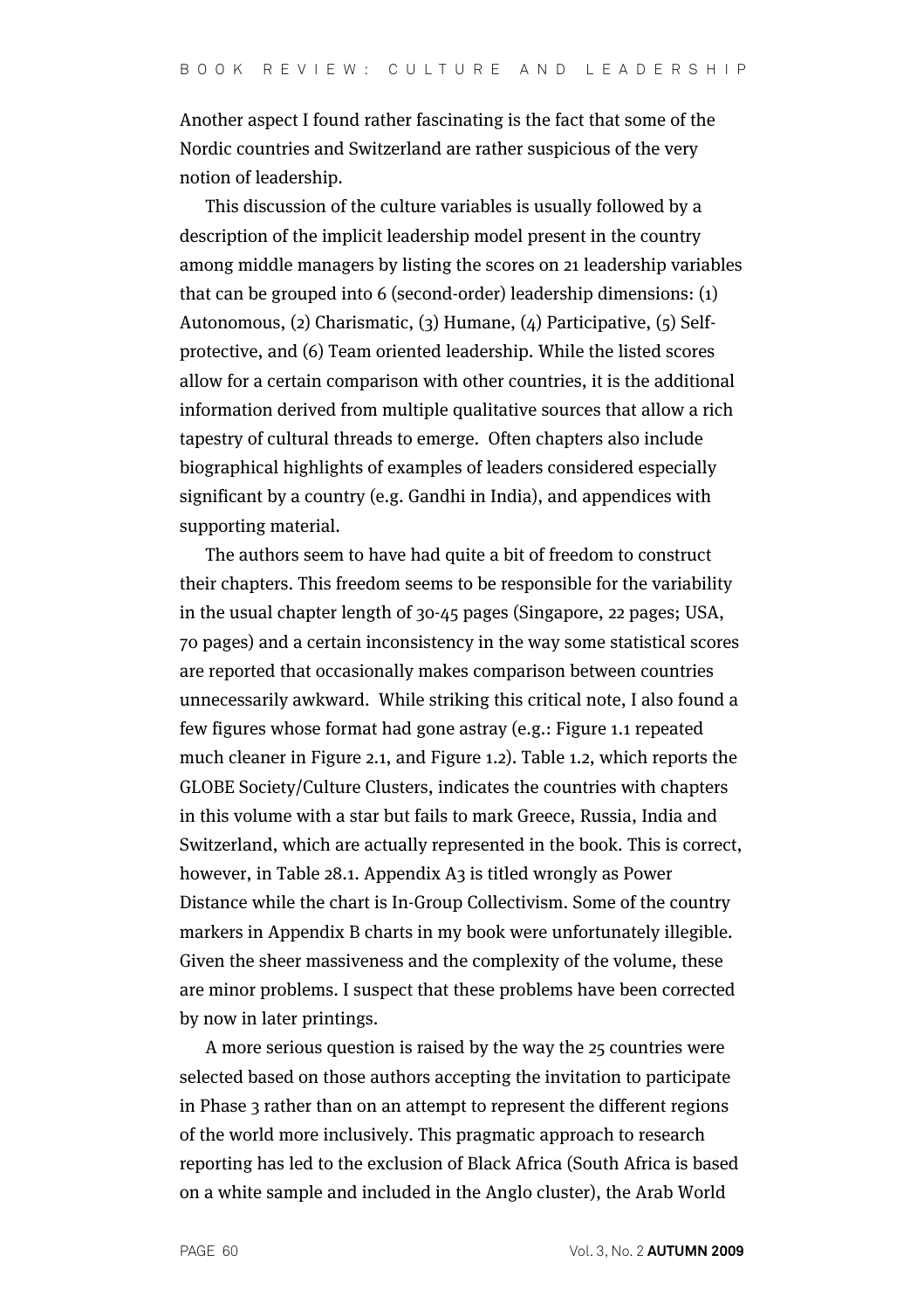Another aspect I found rather fascinating is the fact that some of the Nordic countries and Switzerland are rather suspicious of the very notion of leadership.

This discussion of the culture variables is usually followed by a description of the implicit leadership model present in the country among middle managers by listing the scores on 21 leadership variables that can be grouped into 6 (second-order) leadership dimensions: (1) Autonomous, (2) Charismatic, (3) Humane, (4) Participative, (5) Self-protective, and (6) Team oriented leadership. While the listed scores allow for a certain comparison with other countries, it is the additional information derived from multiple qualitative sources that allow a rich tapestry of cultural threads to emerge. Often chapters also include biographical highlights of examples of leaders considered especially significant by a country (e.g. Gandhi in India), and appendices with supporting material.

The authors seem to have had quite a bit of freedom to construct their chapters. This freedom seems to be responsible for the variability in the usual chapter length of 30-45 pages (Singapore, 22 pages; USA, 70 pages) and a certain inconsistency in the way some statistical scores are reported that occasionally makes comparison between countries unnecessarily awkward. While striking this critical note, I also found a few figures whose format had gone astray (e.g.: Figure 1.1 repeated much cleaner in Figure 2.1, and Figure 1.2). Table 1.2, which reports the GLOBE Society/Culture Clusters, indicates the countries with chapters in this volume with a star but fails to mark Greece, Russia, India and Switzerland, which are actually represented in the book. This is correct, however, in Table 28.1. Appendix A3 is titled wrongly as Power Distance while the chart is In-Group Collectivism. Some of the country markers in Appendix B charts in my book were unfortunately illegible. Given the sheer massiveness and the complexity of the volume, these are minor problems. I suspect that these problems have been corrected by now in later printings.

A more serious question is raised by the way the 25 countries were selected based on those authors accepting the invitation to participate in Phase 3 rather than on an attempt to represent the different regions of the world more inclusively. This pragmatic approach to research reporting has led to the exclusion of Black Africa (South Africa is based on a white sample and included in the Anglo cluster), the Arab World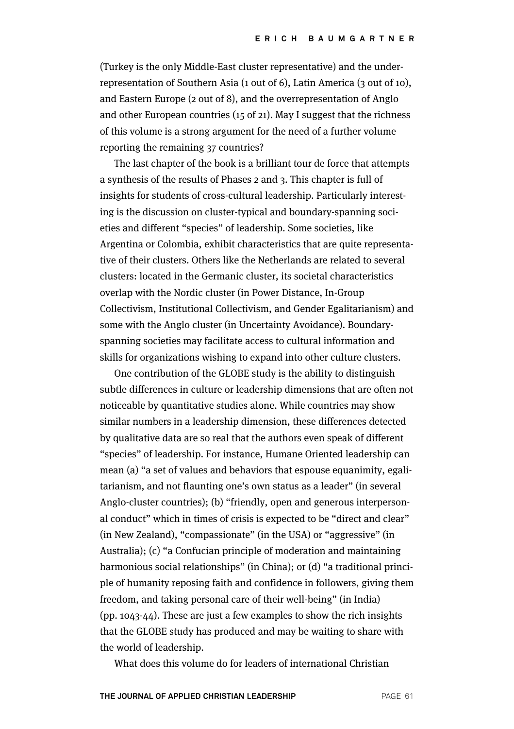(Turkey is the only Middle-East cluster representative) and the under-representation of Southern Asia (1 out of 6), Latin America (3 out of 10), and Eastern Europe (2 out of 8), and the overrepresentation of Anglo and other European countries (15 of 21). May I suggest that the richness of this volume is a strong argument for the need of a further volume reporting the remaining 37 countries?

The last chapter of the book is a brilliant tour de force that attempts a synthesis of the results of Phases 2 and 3. This chapter is full of insights for students of cross-cultural leadership. Particularly interesting is the discussion on cluster-typical and boundary-spanning societies and different "species" of leadership. Some societies, like Argentina or Colombia, exhibit characteristics that are quite representative of their clusters. Others like the Netherlands are related to several clusters: located in the Germanic cluster, its societal characteristics overlap with the Nordic cluster (in Power Distance, In-Group Collectivism, Institutional Collectivism, and Gender Egalitarianism) and some with the Anglo cluster (in Uncertainty Avoidance). Boundary-spanning societies may facilitate access to cultural information and skills for organizations wishing to expand into other culture clusters.

One contribution of the GLOBE study is the ability to distinguish subtle differences in culture or leadership dimensions that are often not noticeable by quantitative studies alone. While countries may show similar numbers in a leadership dimension, these differences detected by qualitative data are so real that the authors even speak of different "species" of leadership. For instance, Humane Oriented leadership can mean (a) "a set of values and behaviors that espouse equanimity, egalitarianism, and not flaunting one's own status as a leader" (in several Anglo-cluster countries); (b) "friendly, open and generous interpersonal conduct" which in times of crisis is expected to be "direct and clear" (in New Zealand), "compassionate" (in the USA) or "aggressive" (in Australia); (c) "a Confucian principle of moderation and maintaining harmonious social relationships" (in China); or (d) "a traditional principle of humanity reposing faith and confidence in followers, giving them freedom, and taking personal care of their well-being" (in India) (pp. 1043-44). These are just a few examples to show the rich insights that the GLOBE study has produced and may be waiting to share with the world of leadership.

What does this volume do for leaders of international Christian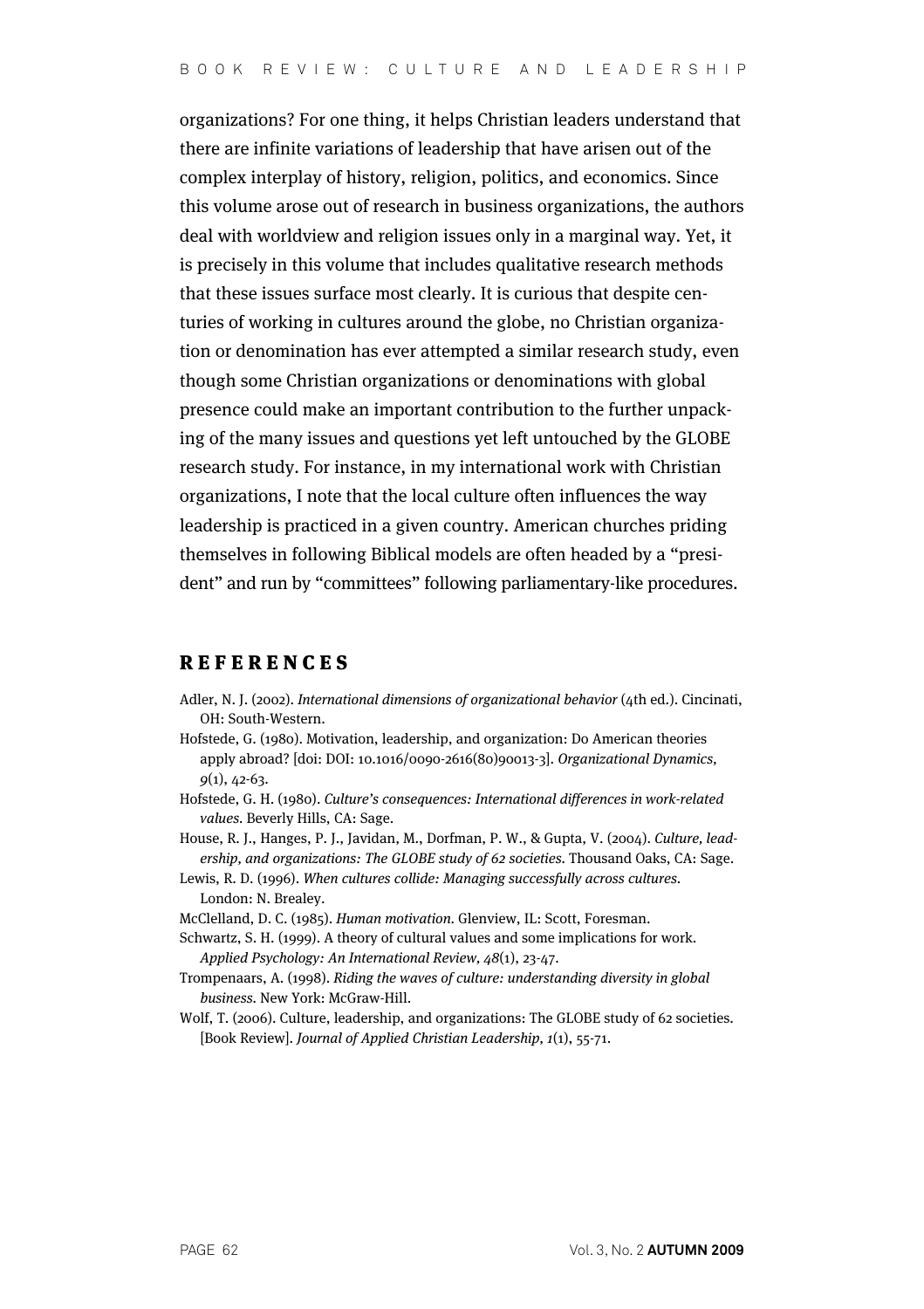organizations? For one thing, it helps Christian leaders understand that there are infinite variations of leadership that have arisen out of the complex interplay of history, religion, politics, and economics. Since this volume arose out of research in business organizations, the authors deal with worldview and religion issues only in a marginal way. Yet, it is precisely in this volume that includes qualitative research methods that these issues surface most clearly. It is curious that despite centuries of working in cultures around the globe, no Christian organization or denomination has ever attempted a similar research study, even though some Christian organizations or denominations with global presence could make an important contribution to the further unpacking of the many issues and questions yet left untouched by the GLOBE research study. For instance, in my international work with Christian organizations, I note that the local culture often influences the way leadership is practiced in a given country. American churches priding themselves in following Biblical models are often headed by a "president" and run by "committees" following parliamentary-like procedures.

## REFERENCES

Adler, N. J. (2002). *International dimensions of organizational behavior* (4th ed.). Cincinati, OH: South-Western.

Hofstede, G. (1980). Motivation, leadership, and organization: Do American theories apply abroad? [doi: DOI: 10.1016/0090-2616(80)90013-3]. *Organizational Dynamics, 9*(1), 42-63.

Hofstede, G. H. (1980). *Culture's consequences: International differences in work-related values*. Beverly Hills, CA: Sage.

House, R. J., Hanges, P. J., Javidan, M., Dorfman, P. W., & Gupta, V. (2004). *Culture, leadership, and organizations: The GLOBE study of 62 societies*. Thousand Oaks, CA: Sage.

Lewis, R. D. (1996). *When cultures collide: Managing successfully across cultures*. London: N. Brealey.

McClelland, D. C. (1985). *Human motivation*. Glenview, IL: Scott, Foresman.

Schwartz, S. H. (1999). A theory of cultural values and some implications for work. *Applied Psychology: An International Review, 48*(1), 23-47.

Trompenaars, A. (1998). *Riding the waves of culture: understanding diversity in global business*. New York: McGraw-Hill.

Wolf, T. (2006). Culture, leadership, and organizations: The GLOBE study of 62 societies. [Book Review]. *Journal of Applied Christian Leadership, 1*(1), 55-71.